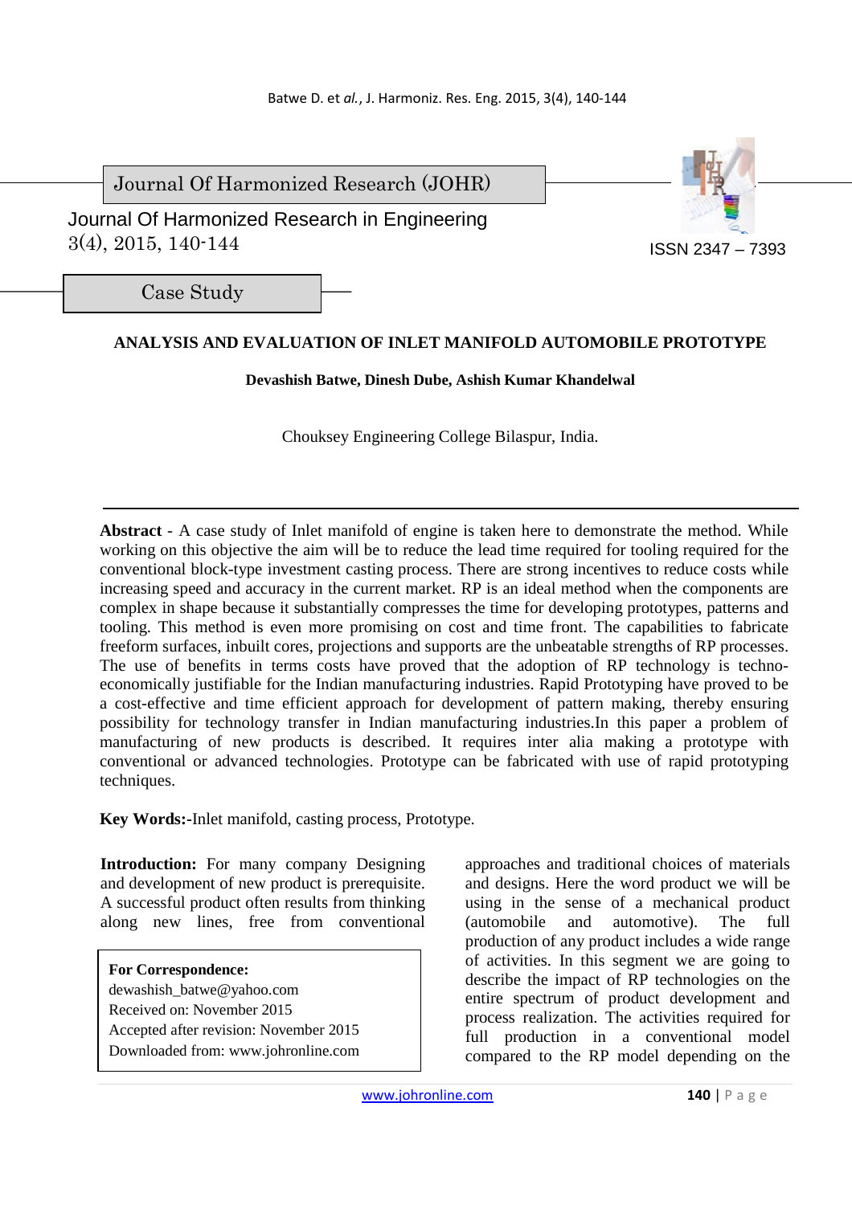Journal Of Harmonized Research (JOHR)

Journal Of Harmonized Research in Engineering
3(4), 2015, 140-144

ISSN 2347 – 7393

Case Study

# ANALYSIS AND EVALUATION OF INLET MANIFOLD AUTOMOBILE PROTOTYPE

**Devashish Batwe, Dinesh Dube, Ashish Kumar Khandelwal**

Chouksey Engineering College Bilaspur, India.

**Abstract** - A case study of Inlet manifold of engine is taken here to demonstrate the method. While working on this objective the aim will be to reduce the lead time required for tooling required for the conventional block-type investment casting process. There are strong incentives to reduce costs while increasing speed and accuracy in the current market. RP is an ideal method when the components are complex in shape because it substantially compresses the time for developing prototypes, patterns and tooling. This method is even more promising on cost and time front. The capabilities to fabricate freeform surfaces, inbuilt cores, projections and supports are the unbeatable strengths of RP processes. The use of benefits in terms costs have proved that the adoption of RP technology is techno-economically justifiable for the Indian manufacturing industries. Rapid Prototyping have proved to be a cost-effective and time efficient approach for development of pattern making, thereby ensuring possibility for technology transfer in Indian manufacturing industries.In this paper a problem of manufacturing of new products is described. It requires inter alia making a prototype with conventional or advanced technologies. Prototype can be fabricated with use of rapid prototyping techniques.

**Key Words:**-Inlet manifold, casting process, Prototype.

**Introduction:** For many company Designing and development of new product is prerequisite. A successful product often results from thinking along new lines, free from conventional approaches and traditional choices of materials and designs. Here the word product we will be using in the sense of a mechanical product (automobile and automotive). The full production of any product includes a wide range of activities. In this segment we are going to describe the impact of RP technologies on the entire spectrum of product development and process realization. The activities required for full production in a conventional model compared to the RP model depending on the

**For Correspondence:**
dewashish_batwe@yahoo.com
Received on: November 2015
Accepted after revision: November 2015
Downloaded from: www.johronline.com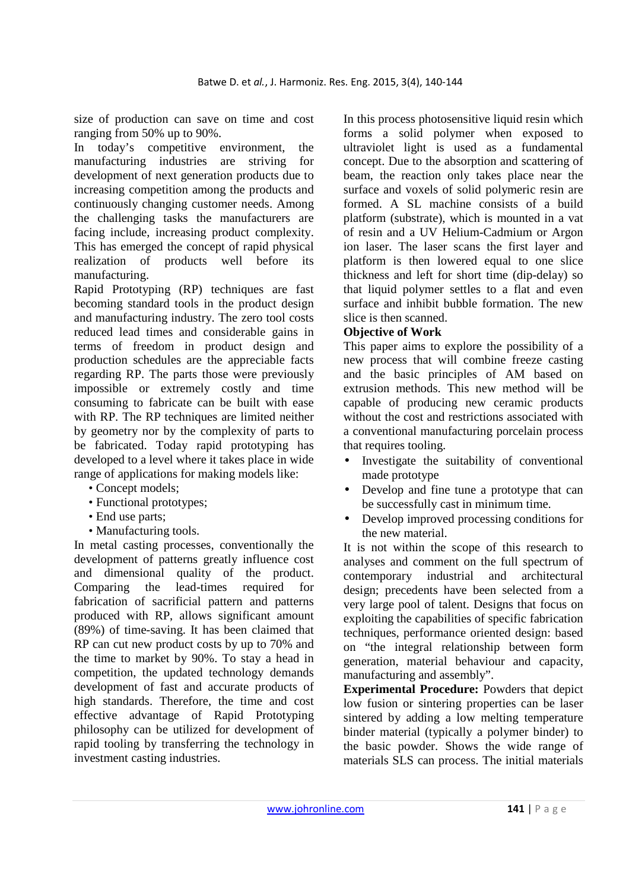size of production can save on time and cost ranging from 50% up to 90%.

In today's competitive environment, the manufacturing industries are striving for development of next generation products due to increasing competition among the products and continuously changing customer needs. Among the challenging tasks the manufacturers are facing include, increasing product complexity. This has emerged the concept of rapid physical realization of products well before its manufacturing.

Rapid Prototyping (RP) techniques are fast becoming standard tools in the product design and manufacturing industry. The zero tool costs reduced lead times and considerable gains in terms of freedom in product design and production schedules are the appreciable facts regarding RP. The parts those were previously impossible or extremely costly and time consuming to fabricate can be built with ease with RP. The RP techniques are limited neither by geometry nor by the complexity of parts to be fabricated. Today rapid prototyping has developed to a level where it takes place in wide range of applications for making models like:

- Concept models;
- Functional prototypes;
- End use parts;
- Manufacturing tools.

In metal casting processes, conventionally the development of patterns greatly influence cost and dimensional quality of the product. Comparing the lead-times required for fabrication of sacrificial pattern and patterns produced with RP, allows significant amount (89%) of time-saving. It has been claimed that RP can cut new product costs by up to 70% and the time to market by 90%. To stay a head in competition, the updated technology demands development of fast and accurate products of high standards. Therefore, the time and cost effective advantage of Rapid Prototyping philosophy can be utilized for development of rapid tooling by transferring the technology in investment casting industries.

In this process photosensitive liquid resin which forms a solid polymer when exposed to ultraviolet light is used as a fundamental concept. Due to the absorption and scattering of beam, the reaction only takes place near the surface and voxels of solid polymeric resin are formed. A SL machine consists of a build platform (substrate), which is mounted in a vat of resin and a UV Helium-Cadmium or Argon ion laser. The laser scans the first layer and platform is then lowered equal to one slice thickness and left for short time (dip-delay) so that liquid polymer settles to a flat and even surface and inhibit bubble formation. The new slice is then scanned.

**Objective of Work**

This paper aims to explore the possibility of a new process that will combine freeze casting and the basic principles of AM based on extrusion methods. This new method will be capable of producing new ceramic products without the cost and restrictions associated with a conventional manufacturing porcelain process that requires tooling.

- Investigate the suitability of conventional made prototype
- Develop and fine tune a prototype that can be successfully cast in minimum time.
- Develop improved processing conditions for the new material.

It is not within the scope of this research to analyses and comment on the full spectrum of contemporary industrial and architectural design; precedents have been selected from a very large pool of talent. Designs that focus on exploiting the capabilities of specific fabrication techniques, performance oriented design: based on "the integral relationship between form generation, material behaviour and capacity, manufacturing and assembly".

**Experimental Procedure:** Powders that depict low fusion or sintering properties can be laser sintered by adding a low melting temperature binder material (typically a polymer binder) to the basic powder. Shows the wide range of materials SLS can process. The initial materials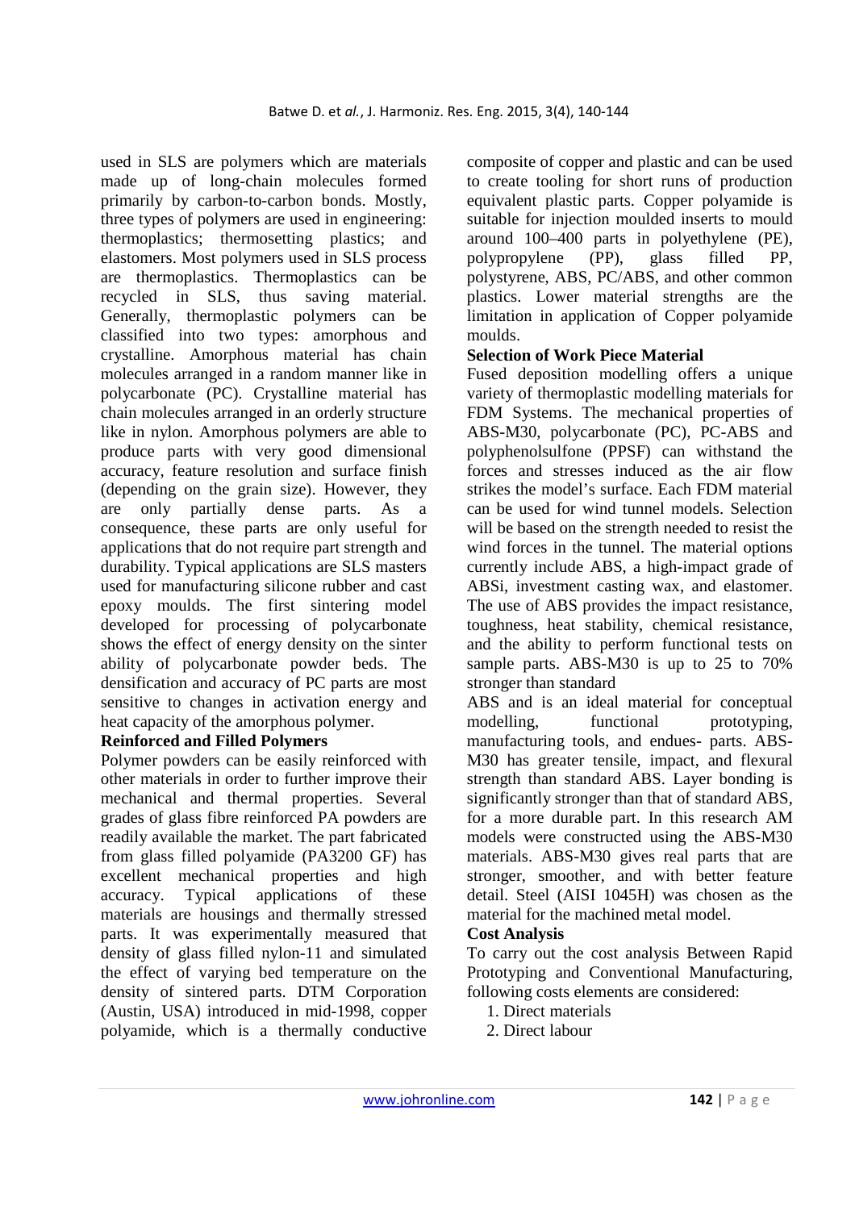used in SLS are polymers which are materials made up of long-chain molecules formed primarily by carbon-to-carbon bonds. Mostly, three types of polymers are used in engineering: thermoplastics; thermosetting plastics; and elastomers. Most polymers used in SLS process are thermoplastics. Thermoplastics can be recycled in SLS, thus saving material. Generally, thermoplastic polymers can be classified into two types: amorphous and crystalline. Amorphous material has chain molecules arranged in a random manner like in polycarbonate (PC). Crystalline material has chain molecules arranged in an orderly structure like in nylon. Amorphous polymers are able to produce parts with very good dimensional accuracy, feature resolution and surface finish (depending on the grain size). However, they are only partially dense parts. As a consequence, these parts are only useful for applications that do not require part strength and durability. Typical applications are SLS masters used for manufacturing silicone rubber and cast epoxy moulds. The first sintering model developed for processing of polycarbonate shows the effect of energy density on the sinter ability of polycarbonate powder beds. The densification and accuracy of PC parts are most sensitive to changes in activation energy and heat capacity of the amorphous polymer.

**Reinforced and Filled Polymers**

Polymer powders can be easily reinforced with other materials in order to further improve their mechanical and thermal properties. Several grades of glass fibre reinforced PA powders are readily available the market. The part fabricated from glass filled polyamide (PA3200 GF) has excellent mechanical properties and high accuracy. Typical applications of these materials are housings and thermally stressed parts. It was experimentally measured that density of glass filled nylon-11 and simulated the effect of varying bed temperature on the density of sintered parts. DTM Corporation (Austin, USA) introduced in mid-1998, copper polyamide, which is a thermally conductive composite of copper and plastic and can be used to create tooling for short runs of production equivalent plastic parts. Copper polyamide is suitable for injection moulded inserts to mould around 100–400 parts in polyethylene (PE), polypropylene (PP), glass filled PP, polystyrene, ABS, PC/ABS, and other common plastics. Lower material strengths are the limitation in application of Copper polyamide moulds.

**Selection of Work Piece Material**

Fused deposition modelling offers a unique variety of thermoplastic modelling materials for FDM Systems. The mechanical properties of ABS-M30, polycarbonate (PC), PC-ABS and polyphenolsulfone (PPSF) can withstand the forces and stresses induced as the air flow strikes the model's surface. Each FDM material can be used for wind tunnel models. Selection will be based on the strength needed to resist the wind forces in the tunnel. The material options currently include ABS, a high-impact grade of ABSi, investment casting wax, and elastomer. The use of ABS provides the impact resistance, toughness, heat stability, chemical resistance, and the ability to perform functional tests on sample parts. ABS-M30 is up to 25 to 70% stronger than standard

ABS and is an ideal material for conceptual modelling, functional prototyping, manufacturing tools, and endues- parts. ABS-M30 has greater tensile, impact, and flexural strength than standard ABS. Layer bonding is significantly stronger than that of standard ABS, for a more durable part. In this research AM models were constructed using the ABS-M30 materials. ABS-M30 gives real parts that are stronger, smoother, and with better feature detail. Steel (AISI 1045H) was chosen as the material for the machined metal model.

**Cost Analysis**

To carry out the cost analysis Between Rapid Prototyping and Conventional Manufacturing, following costs elements are considered:

1. Direct materials
2. Direct labour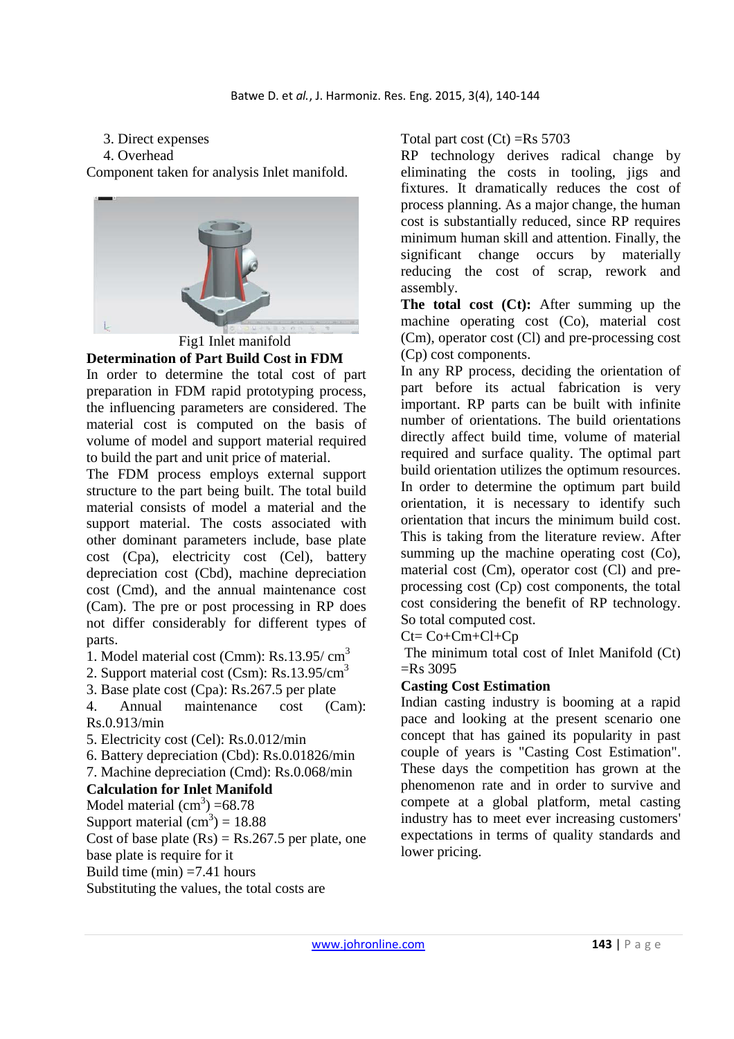3. Direct expenses
4. Overhead

Component taken for analysis Inlet manifold.

Fig1 Inlet manifold

**Determination of Part Build Cost in FDM**

In order to determine the total cost of part preparation in FDM rapid prototyping process, the influencing parameters are considered. The material cost is computed on the basis of volume of model and support material required to build the part and unit price of material.

The FDM process employs external support structure to the part being built. The total build material consists of model a material and the support material. The costs associated with other dominant parameters include, base plate cost (Cpa), electricity cost (Cel), battery depreciation cost (Cbd), machine depreciation cost (Cmd), and the annual maintenance cost (Cam). The pre or post processing in RP does not differ considerably for different types of parts.

1. Model material cost (Cmm): Rs.13.95/ $cm^3$
2. Support material cost (Csm): Rs.13.95/$cm^3$
3. Base plate cost (Cpa): Rs.267.5 per plate
4. Annual maintenance cost (Cam): Rs.0.913/min
5. Electricity cost (Cel): Rs.0.012/min
6. Battery depreciation (Cbd): Rs.0.01826/min
7. Machine depreciation (Cmd): Rs.0.068/min

**Calculation for Inlet Manifold**

Model material ($cm^3$) =68.78

Support material ($cm^3$) = 18.88

Cost of base plate (Rs) = Rs.267.5 per plate, one base plate is require for it

Build time (min) =7.41 hours

Substituting the values, the total costs are

Total part cost (Ct) =Rs 5703

RP technology derives radical change by eliminating the costs in tooling, jigs and fixtures. It dramatically reduces the cost of process planning. As a major change, the human cost is substantially reduced, since RP requires minimum human skill and attention. Finally, the significant change occurs by materially reducing the cost of scrap, rework and assembly.

**The total cost (Ct):** After summing up the machine operating cost (Co), material cost (Cm), operator cost (Cl) and pre-processing cost (Cp) cost components.

In any RP process, deciding the orientation of part before its actual fabrication is very important. RP parts can be built with infinite number of orientations. The build orientations directly affect build time, volume of material required and surface quality. The optimal part build orientation utilizes the optimum resources. In order to determine the optimum part build orientation, it is necessary to identify such orientation that incurs the minimum build cost. This is taking from the literature review. After summing up the machine operating cost (Co), material cost (Cm), operator cost (Cl) and pre-processing cost (Cp) cost components, the total cost considering the benefit of RP technology. So total computed cost.

Ct= Co+Cm+Cl+Cp

The minimum total cost of Inlet Manifold (Ct) =Rs 3095

**Casting Cost Estimation**

Indian casting industry is booming at a rapid pace and looking at the present scenario one concept that has gained its popularity in past couple of years is "Casting Cost Estimation". These days the competition has grown at the phenomenon rate and in order to survive and compete at a global platform, metal casting industry has to meet ever increasing customers' expectations in terms of quality standards and lower pricing.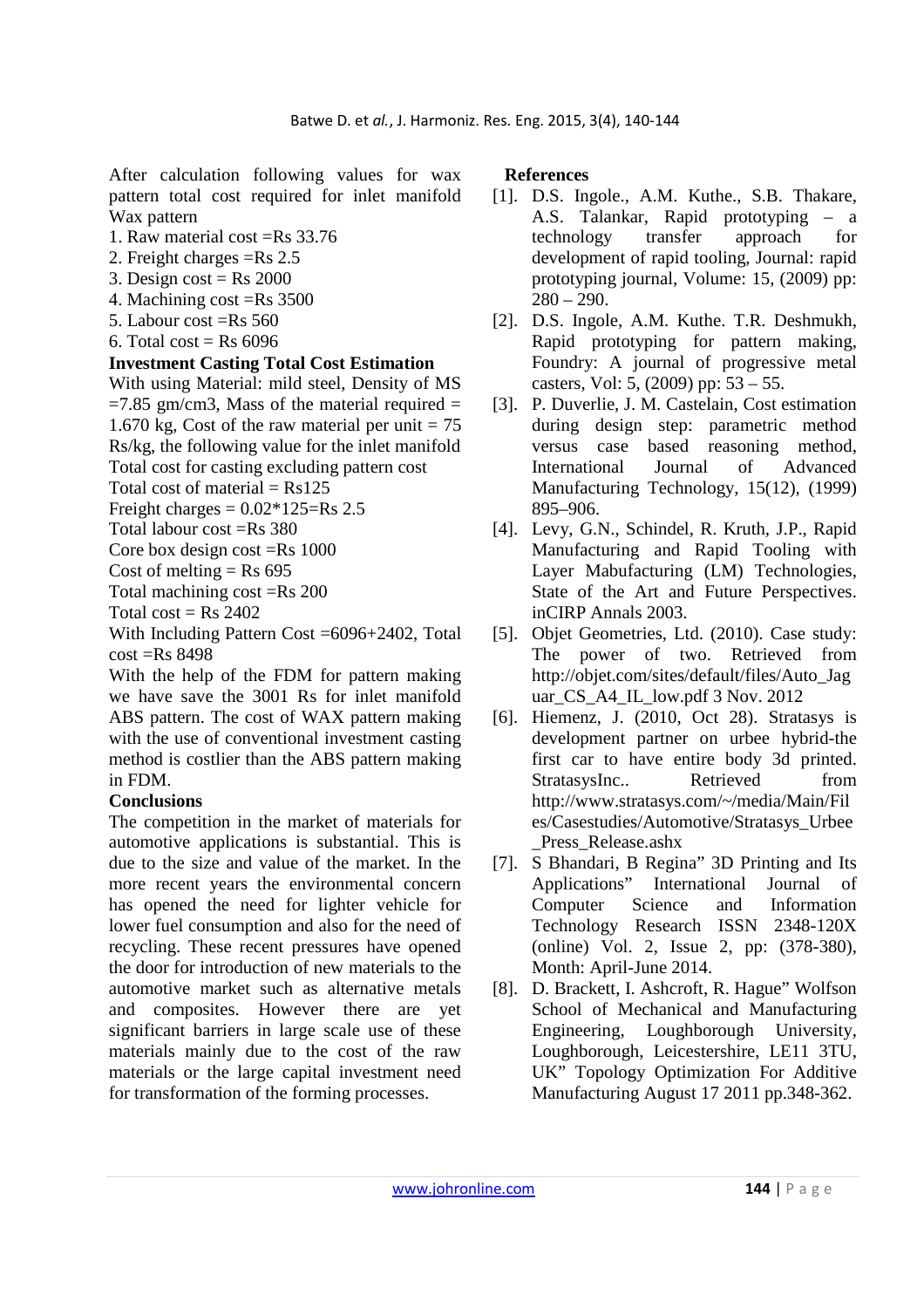After calculation following values for wax pattern total cost required for inlet manifold Wax pattern

1. Raw material cost =Rs 33.76
2. Freight charges =Rs 2.5
3. Design cost = Rs 2000
4. Machining cost =Rs 3500
5. Labour cost =Rs 560
6. Total cost = Rs 6096

**Investment Casting Total Cost Estimation**

With using Material: mild steel, Density of MS =7.85 gm/cm3, Mass of the material required = 1.670 kg, Cost of the raw material per unit = 75 Rs/kg, the following value for the inlet manifold

Total cost for casting excluding pattern cost

Total cost of material = Rs125

Freight charges = 0.02*125=Rs 2.5

Total labour cost =Rs 380

Core box design cost =Rs 1000

Cost of melting = Rs 695

Total machining cost =Rs 200

Total cost = Rs 2402

With Including Pattern Cost =6096+2402, Total cost =Rs 8498

With the help of the FDM for pattern making we have save the 3001 Rs for inlet manifold ABS pattern. The cost of WAX pattern making with the use of conventional investment casting method is costlier than the ABS pattern making in FDM.

## Conclusions

The competition in the market of materials for automotive applications is substantial. This is due to the size and value of the market. In the more recent years the environmental concern has opened the need for lighter vehicle for lower fuel consumption and also for the need of recycling. These recent pressures have opened the door for introduction of new materials to the automotive market such as alternative metals and composites. However there are yet significant barriers in large scale use of these materials mainly due to the cost of the raw materials or the large capital investment need for transformation of the forming processes.

## References

[1]. D.S. Ingole., A.M. Kuthe., S.B. Thakare, A.S. Talankar, Rapid prototyping – a technology transfer approach for development of rapid tooling, Journal: rapid prototyping journal, Volume: 15, (2009) pp: 280 – 290.

[2]. D.S. Ingole, A.M. Kuthe. T.R. Deshmukh, Rapid prototyping for pattern making, Foundry: A journal of progressive metal casters, Vol: 5, (2009) pp: 53 – 55.

[3]. P. Duverlie, J. M. Castelain, Cost estimation during design step: parametric method versus case based reasoning method, International Journal of Advanced Manufacturing Technology, 15(12), (1999) 895–906.

[4]. Levy, G.N., Schindel, R. Kruth, J.P., Rapid Manufacturing and Rapid Tooling with Layer Mabufacturing (LM) Technologies, State of the Art and Future Perspectives. inCIRP Annals 2003.

[5]. Objet Geometries, Ltd. (2010). Case study: The power of two. Retrieved from http://objet.com/sites/default/files/Auto_Jaguar_CS_A4_IL_low.pdf 3 Nov. 2012

[6]. Hiemenz, J. (2010, Oct 28). Stratasys is development partner on urbee hybrid-the first car to have entire body 3d printed. StratasysInc.. Retrieved from http://www.stratasys.com/~/media/Main/Files/Casestudies/Automotive/Stratasys_Urbee_Press_Release.ashx

[7]. S Bhandari, B Regina” 3D Printing and Its Applications” International Journal of Computer Science and Information Technology Research ISSN 2348-120X (online) Vol. 2, Issue 2, pp: (378-380), Month: April-June 2014.

[8]. D. Brackett, I. Ashcroft, R. Hague” Wolfson School of Mechanical and Manufacturing Engineering, Loughborough University, Loughborough, Leicestershire, LE11 3TU, UK” Topology Optimization For Additive Manufacturing August 17 2011 pp.348-362.